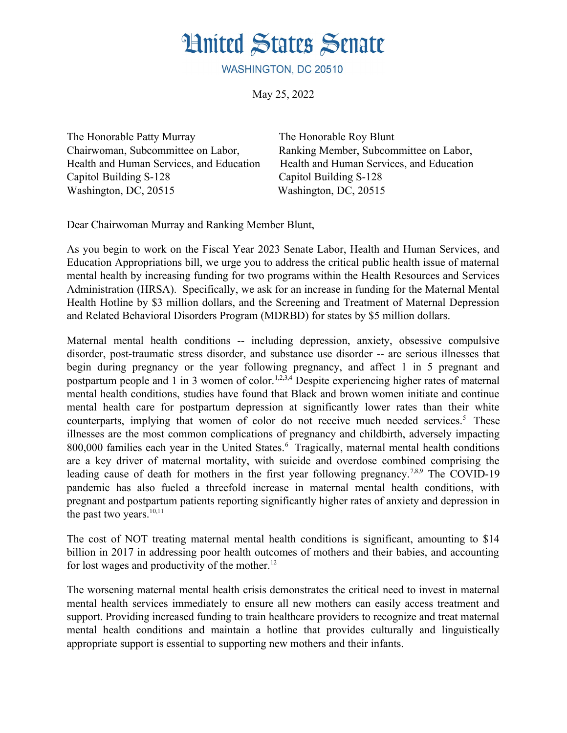# United States Senate

WASHINGTON, DC 20510

May 25, 2022

The Honorable Patty Murray
Chairwoman, Subcommittee on Labor, Health and Human Services, and Education
Capitol Building S-128
Washington, DC, 20515

The Honorable Roy Blunt
Ranking Member, Subcommittee on Labor, Health and Human Services, and Education
Capitol Building S-128
Washington, DC, 20515

Dear Chairwoman Murray and Ranking Member Blunt,

As you begin to work on the Fiscal Year 2023 Senate Labor, Health and Human Services, and Education Appropriations bill, we urge you to address the critical public health issue of maternal mental health by increasing funding for two programs within the Health Resources and Services Administration (HRSA). Specifically, we ask for an increase in funding for the Maternal Mental Health Hotline by $3 million dollars, and the Screening and Treatment of Maternal Depression and Related Behavioral Disorders Program (MDRBD) for states by $5 million dollars.

Maternal mental health conditions -- including depression, anxiety, obsessive compulsive disorder, post-traumatic stress disorder, and substance use disorder -- are serious illnesses that begin during pregnancy or the year following pregnancy, and affect 1 in 5 pregnant and postpartum people and 1 in 3 women of color.[1,2,3,4] Despite experiencing higher rates of maternal mental health conditions, studies have found that Black and brown women initiate and continue mental health care for postpartum depression at significantly lower rates than their white counterparts, implying that women of color do not receive much needed services.[5] These illnesses are the most common complications of pregnancy and childbirth, adversely impacting 800,000 families each year in the United States.[6] Tragically, maternal mental health conditions are a key driver of maternal mortality, with suicide and overdose combined comprising the leading cause of death for mothers in the first year following pregnancy.[7,8,9] The COVID-19 pandemic has also fueled a threefold increase in maternal mental health conditions, with pregnant and postpartum patients reporting significantly higher rates of anxiety and depression in the past two years.[10,11]

The cost of NOT treating maternal mental health conditions is significant, amounting to $14 billion in 2017 in addressing poor health outcomes of mothers and their babies, and accounting for lost wages and productivity of the mother.[12]

The worsening maternal mental health crisis demonstrates the critical need to invest in maternal mental health services immediately to ensure all new mothers can easily access treatment and support. Providing increased funding to train healthcare providers to recognize and treat maternal mental health conditions and maintain a hotline that provides culturally and linguistically appropriate support is essential to supporting new mothers and their infants.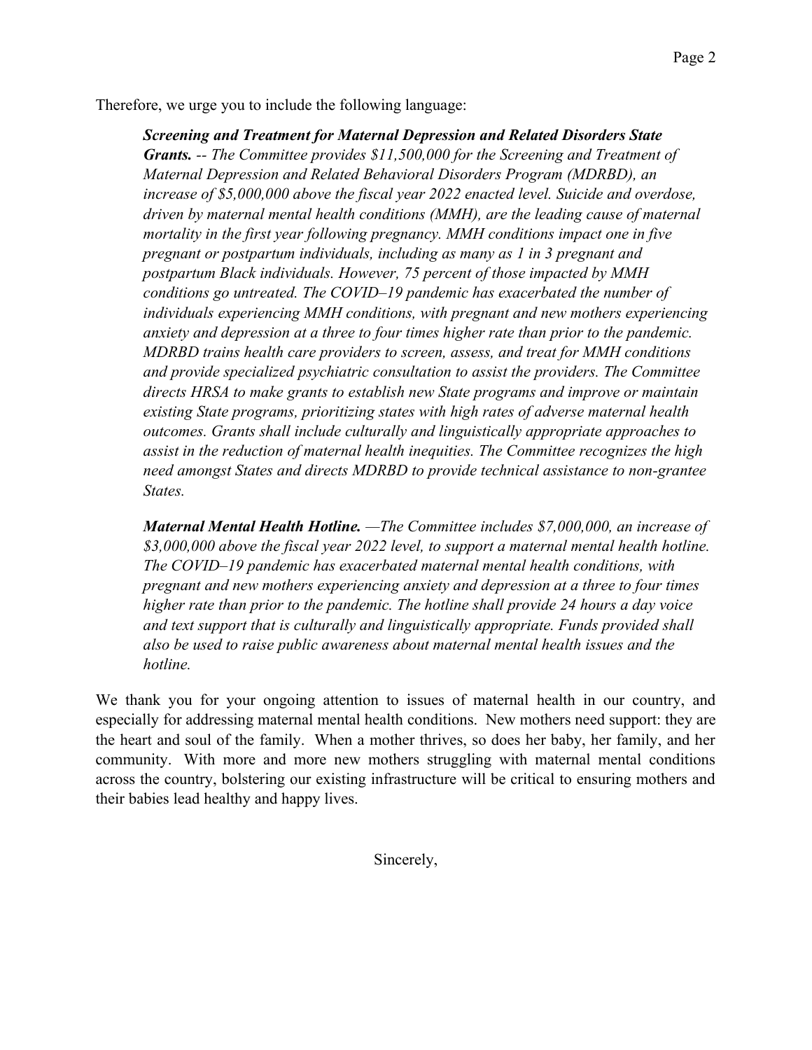Therefore, we urge you to include the following language:

> ***Screening and Treatment for Maternal Depression and Related Disorders State Grants.*** *-- The Committee provides $11,500,000 for the Screening and Treatment of Maternal Depression and Related Behavioral Disorders Program (MDRBD), an increase of $5,000,000 above the fiscal year 2022 enacted level. Suicide and overdose, driven by maternal mental health conditions (MMH), are the leading cause of maternal mortality in the first year following pregnancy. MMH conditions impact one in five pregnant or postpartum individuals, including as many as 1 in 3 pregnant and postpartum Black individuals. However, 75 percent of those impacted by MMH conditions go untreated. The COVID–19 pandemic has exacerbated the number of individuals experiencing MMH conditions, with pregnant and new mothers experiencing anxiety and depression at a three to four times higher rate than prior to the pandemic. MDRBD trains health care providers to screen, assess, and treat for MMH conditions and provide specialized psychiatric consultation to assist the providers. The Committee directs HRSA to make grants to establish new State programs and improve or maintain existing State programs, prioritizing states with high rates of adverse maternal health outcomes. Grants shall include culturally and linguistically appropriate approaches to assist in the reduction of maternal health inequities. The Committee recognizes the high need amongst States and directs MDRBD to provide technical assistance to non-grantee States.*
>
> ***Maternal Mental Health Hotline.*** *—The Committee includes $7,000,000, an increase of $3,000,000 above the fiscal year 2022 level, to support a maternal mental health hotline. The COVID–19 pandemic has exacerbated maternal mental health conditions, with pregnant and new mothers experiencing anxiety and depression at a three to four times higher rate than prior to the pandemic. The hotline shall provide 24 hours a day voice and text support that is culturally and linguistically appropriate. Funds provided shall also be used to raise public awareness about maternal mental health issues and the hotline.*

We thank you for your ongoing attention to issues of maternal health in our country, and especially for addressing maternal mental health conditions. New mothers need support: they are the heart and soul of the family. When a mother thrives, so does her baby, her family, and her community. With more and more new mothers struggling with maternal mental conditions across the country, bolstering our existing infrastructure will be critical to ensuring mothers and their babies lead healthy and happy lives.

Sincerely,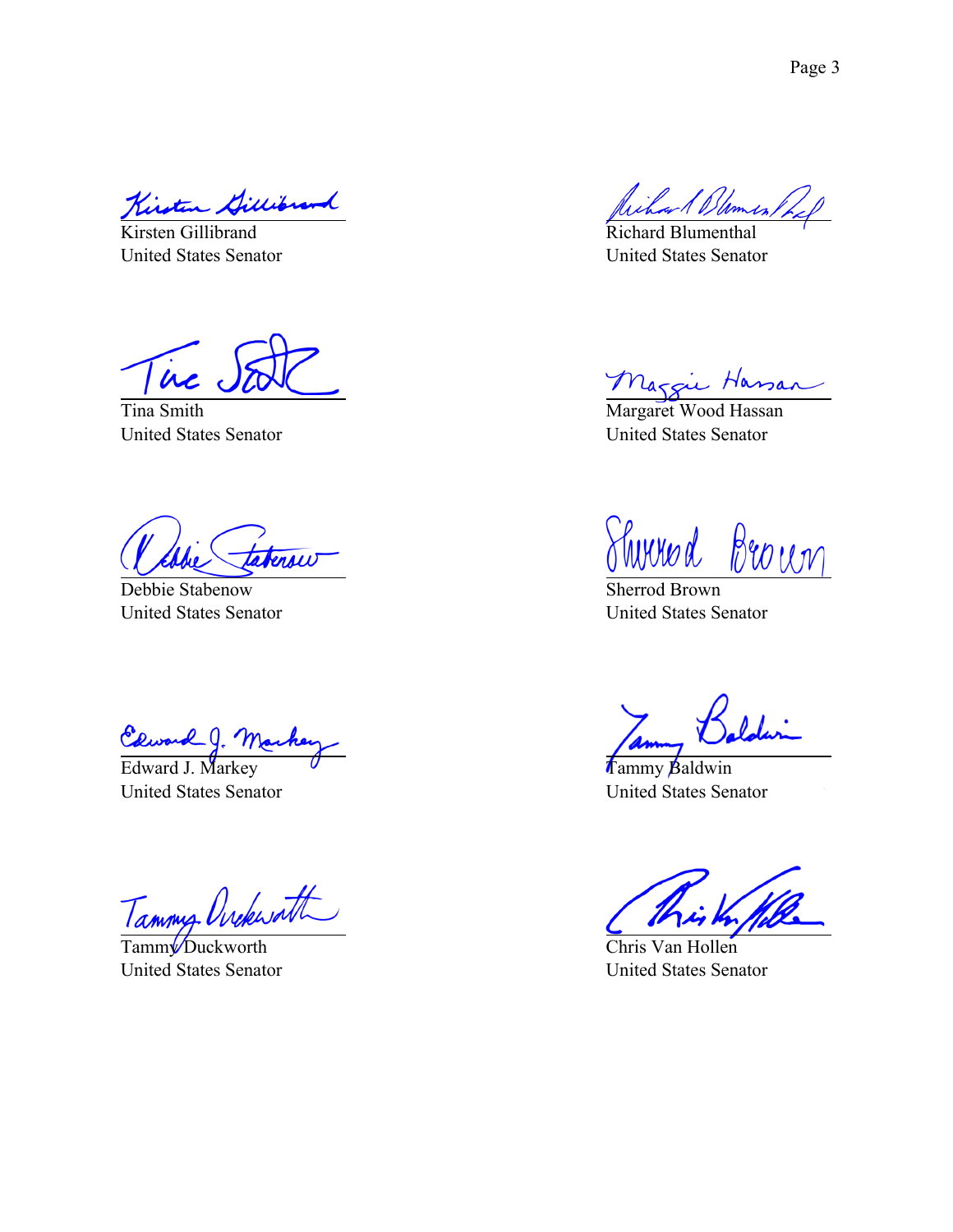Kirsten Gillibrand
United States Senator

Richard Blumenthal
United States Senator

Tina Smith
United States Senator

Margaret Wood Hassan
United States Senator

Debbie Stabenow
United States Senator

Sherrod Brown
United States Senator

Edward J. Markey
United States Senator

Tammy Baldwin
United States Senator

Tammy Duckworth
United States Senator

Chris Van Hollen
United States Senator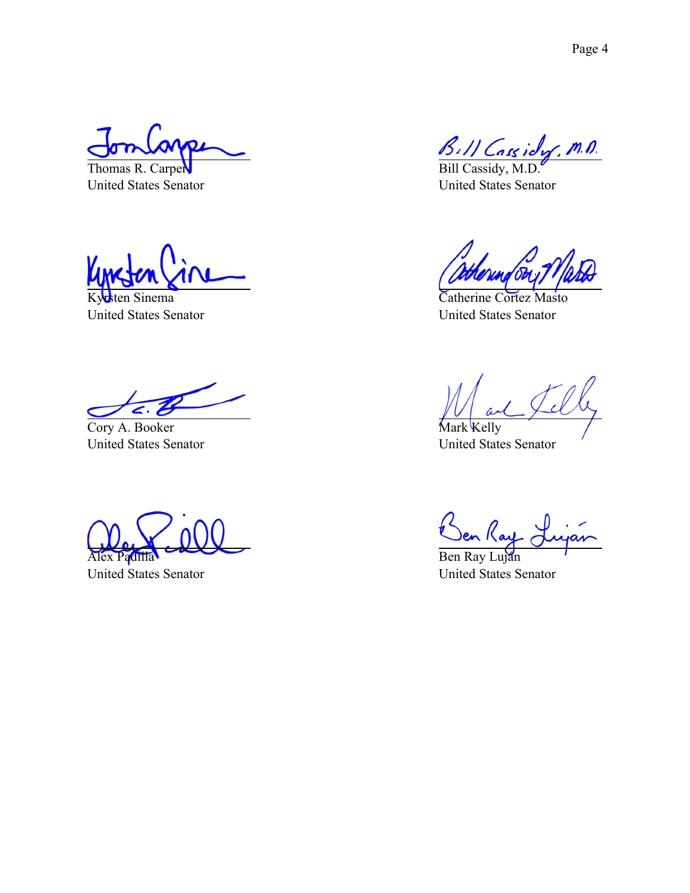Thomas R. Carper
United States Senator

Bill Cassidy, M.D.
United States Senator

Kyrsten Sinema
United States Senator

Catherine Cortez Masto
United States Senator

Cory A. Booker
United States Senator

Mark Kelly
United States Senator

Alex Padilla
United States Senator

Ben Ray Luján
United States Senator